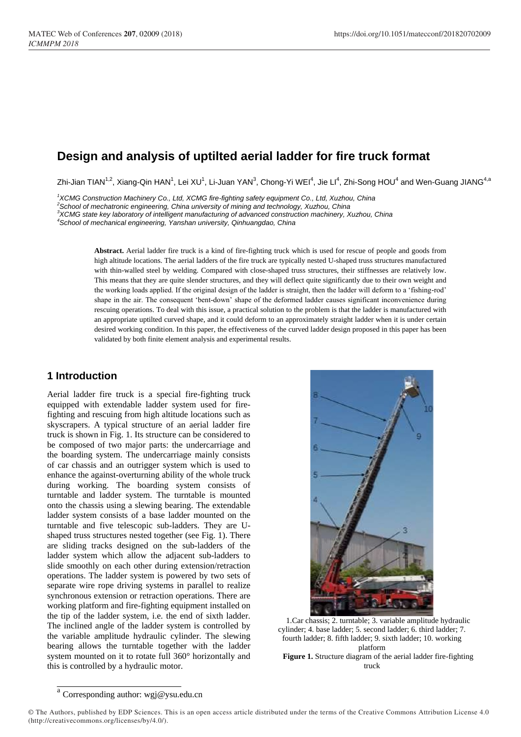# Design and analysis of uptilted aerial ladder for fire truck format

Zhi-Jian TIAN[1,2], Xiang-Qin HAN[1], Lei XU[1], Li-Juan YAN[3], Chong-Yi WEI[4], Jie LI[4], Zhi-Song HOU[4] and Wen-Guang JIANG[4,a]

[1]*XCMG Construction Machinery Co., Ltd, XCMG fire-fighting safety equipment Co., Ltd, Xuzhou, China*
[2]*School of mechatronic engineering, China university of mining and technology, Xuzhou, China*
[3]*XCMG state key laboratory of intelligent manufacturing of advanced construction machinery, Xuzhou, China*
[4]*School of mechanical engineering, Yanshan university, Qinhuangdao, China*

**Abstract.** Aerial ladder fire truck is a kind of fire-fighting truck which is used for rescue of people and goods from high altitude locations. The aerial ladders of the fire truck are typically nested U-shaped truss structures manufactured with thin-walled steel by welding. Compared with close-shaped truss structures, their stiffnesses are relatively low. This means that they are quite slender structures, and they will deflect quite significantly due to their own weight and the working loads applied. If the original design of the ladder is straight, then the ladder will deform to a 'fishing-rod' shape in the air. The consequent 'bent-down' shape of the deformed ladder causes significant inconvenience during rescuing operations. To deal with this issue, a practical solution to the problem is that the ladder is manufactured with an appropriate uptilted curved shape, and it could deform to an approximately straight ladder when it is under certain desired working condition. In this paper, the effectiveness of the curved ladder design proposed in this paper has been validated by both finite element analysis and experimental results.

## 1 Introduction

Aerial ladder fire truck is a special fire-fighting truck equipped with extendable ladder system used for fire-fighting and rescuing from high altitude locations such as skyscrapers. A typical structure of an aerial ladder fire truck is shown in Fig. 1. Its structure can be considered to be composed of two major parts: the undercarriage and the boarding system. The undercarriage mainly consists of car chassis and an outrigger system which is used to enhance the against-overturning ability of the whole truck during working. The boarding system consists of turntable and ladder system. The turntable is mounted onto the chassis using a slewing bearing. The extendable ladder system consists of a base ladder mounted on the turntable and five telescopic sub-ladders. They are U-shaped truss structures nested together (see Fig. 1). There are sliding tracks designed on the sub-ladders of the ladder system which allow the adjacent sub-ladders to slide smoothly on each other during extension/retraction operations. The ladder system is powered by two sets of separate wire rope driving systems in parallel to realize synchronous extension or retraction operations. There are working platform and fire-fighting equipment installed on the tip of the ladder system, i.e. the end of sixth ladder. The inclined angle of the ladder system is controlled by the variable amplitude hydraulic cylinder. The slewing bearing allows the turntable together with the ladder system mounted on it to rotate full 360° horizontally and this is controlled by a hydraulic motor.

1.Car chassis; 2. turntable; 3. variable amplitude hydraulic cylinder; 4. base ladder; 5. second ladder; 6. third ladder; 7. fourth ladder; 8. fifth ladder; 9. sixth ladder; 10. working platform

**Figure 1.** Structure diagram of the aerial ladder fire-fighting truck

[a] Corresponding author: wgj@ysu.edu.cn

© The Authors, published by EDP Sciences. This is an open access article distributed under the terms of the Creative Commons Attribution License 4.0 (http://creativecommons.org/licenses/by/4.0/).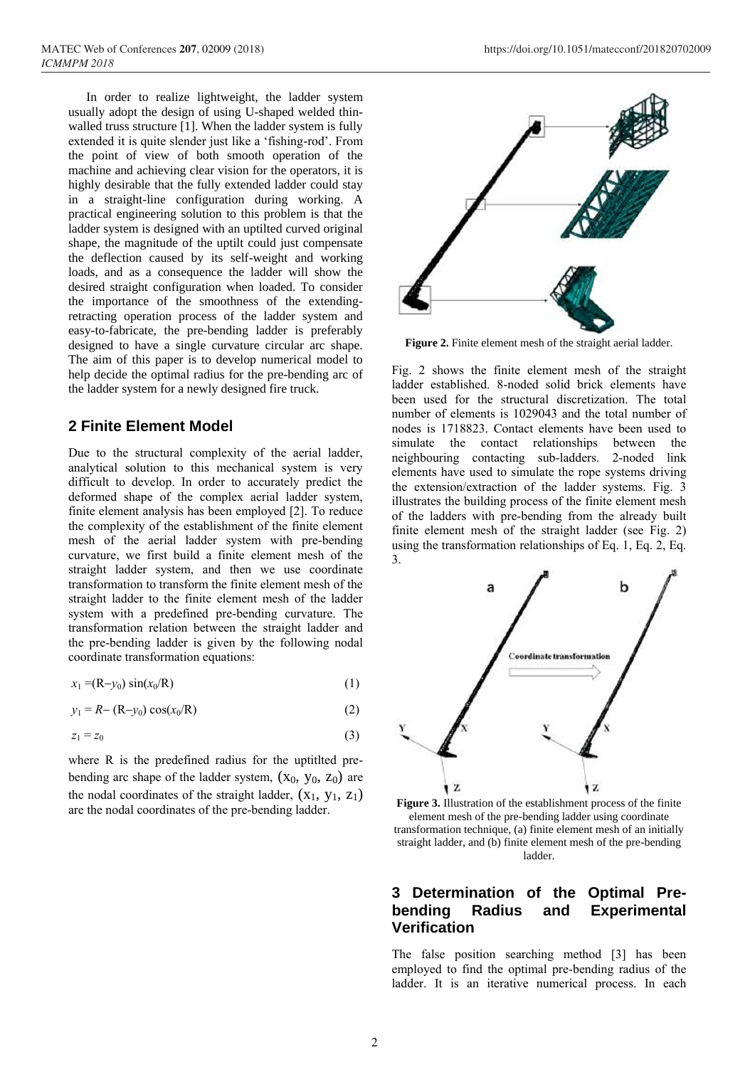In order to realize lightweight, the ladder system usually adopt the design of using U-shaped welded thin-walled truss structure [1]. When the ladder system is fully extended it is quite slender just like a 'fishing-rod'. From the point of view of both smooth operation of the machine and achieving clear vision for the operators, it is highly desirable that the fully extended ladder could stay in a straight-line configuration during working. A practical engineering solution to this problem is that the ladder system is designed with an uptilted curved original shape, the magnitude of the uptilt could just compensate the deflection caused by its self-weight and working loads, and as a consequence the ladder will show the desired straight configuration when loaded. To consider the importance of the extending-retracting operation process of the ladder system and easy-to-fabricate, the pre-bending ladder is preferably designed to have a single curvature circular arc shape. The aim of this paper is to develop numerical model to help decide the optimal radius for the pre-bending arc of the ladder system for a newly designed fire truck.

## 2 Finite Element Model

Due to the structural complexity of the aerial ladder, analytical solution to this mechanical system is very difficult to develop. In order to accurately predict the deformed shape of the complex aerial ladder system, finite element analysis has been employed [2]. To reduce the complexity of the establishment of the finite element mesh of the aerial ladder system with pre-bending curvature, we first build a finite element mesh of the straight ladder system, and then we use coordinate transformation to transform the finite element mesh of the straight ladder to the finite element mesh of the ladder system with a predefined pre-bending curvature. The transformation relation between the straight ladder and the pre-bending ladder is given by the following nodal coordinate transformation equations:

$$x_1 = (R - y_0)\sin(x_0/R) \quad (1)$$

$$y_1 = R - (R - y_0)\cos(x_0/R) \quad (2)$$

$$z_1 = z_0 \quad (3)$$

where R is the predefined radius for the uptitlted pre-bending arc shape of the ladder system, $(x_0, y_0, z_0)$ are the nodal coordinates of the straight ladder, $(x_1, y_1, z_1)$ are the nodal coordinates of the pre-bending ladder.

**Figure 2.** Finite element mesh of the straight aerial ladder.

Fig. 2 shows the finite element mesh of the straight ladder established. 8-noded solid brick elements have been used for the structural discretization. The total number of elements is 1029043 and the total number of nodes is 1718823. Contact elements have been used to simulate the contact relationships between the neighbouring contacting sub-ladders. 2-noded link elements have used to simulate the rope systems driving the extension/extraction of the ladder systems. Fig. 3 illustrates the building process of the finite element mesh of the ladders with pre-bending from the already built finite element mesh of the straight ladder (see Fig. 2) using the transformation relationships of Eq. 1, Eq. 2, Eq. 3.

**Figure 3.** Illustration of the establishment process of the finite element mesh of the pre-bending ladder using coordinate transformation technique, (a) finite element mesh of an initially straight ladder, and (b) finite element mesh of the pre-bending ladder.

## 3 Determination of the Optimal Pre-bending Radius and Experimental Verification

The false position searching method [3] has been employed to find the optimal pre-bending radius of the ladder. It is an iterative numerical process. In each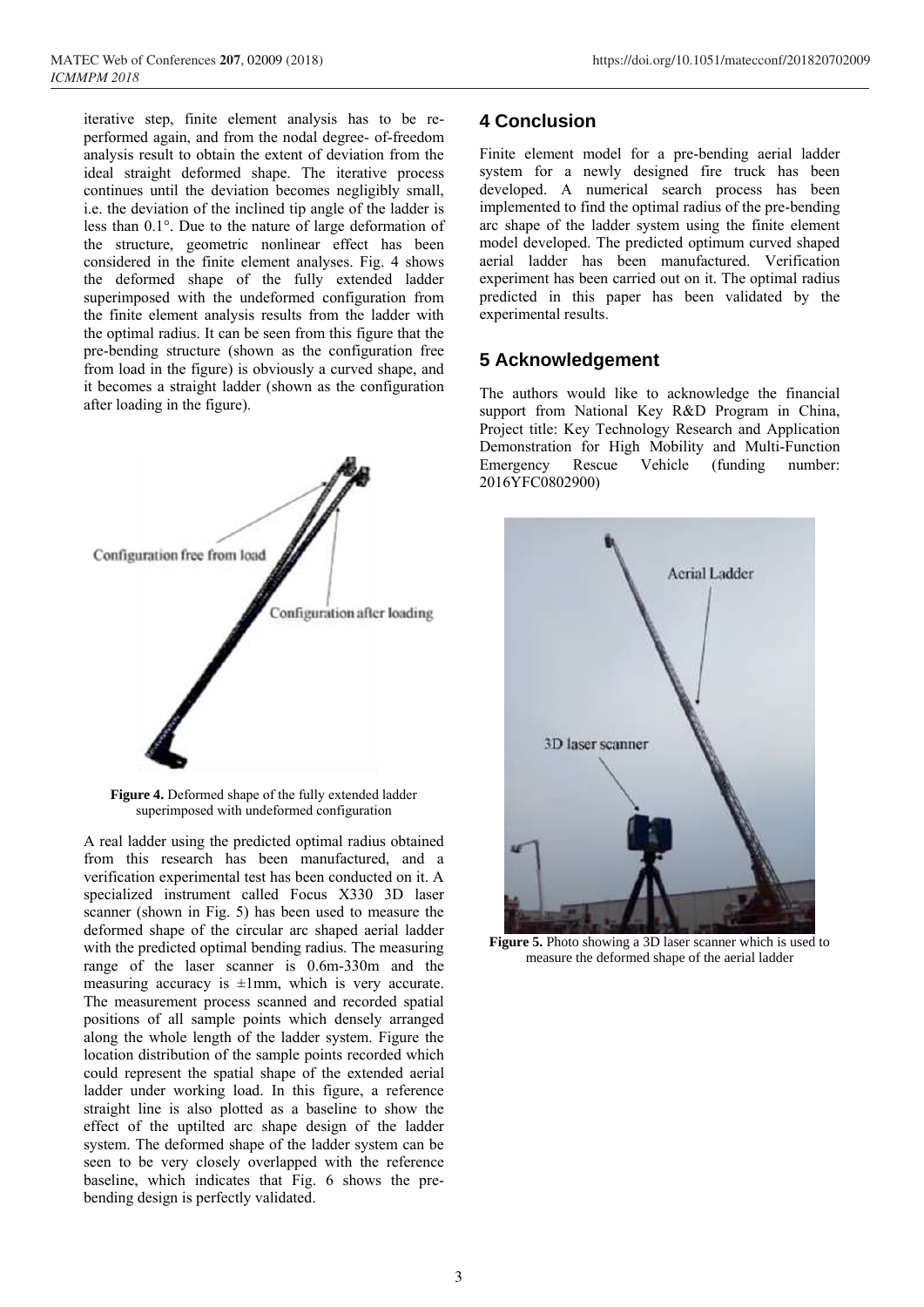iterative step, finite element analysis has to be re-performed again, and from the nodal degree- of-freedom analysis result to obtain the extent of deviation from the ideal straight deformed shape. The iterative process continues until the deviation becomes negligibly small, i.e. the deviation of the inclined tip angle of the ladder is less than 0.1°. Due to the nature of large deformation of the structure, geometric nonlinear effect has been considered in the finite element analyses. Fig. 4 shows the deformed shape of the fully extended ladder superimposed with the undeformed configuration from the finite element analysis results from the ladder with the optimal radius. It can be seen from this figure that the pre-bending structure (shown as the configuration free from load in the figure) is obviously a curved shape, and it becomes a straight ladder (shown as the configuration after loading in the figure).

**Figure 4.** Deformed shape of the fully extended ladder superimposed with undeformed configuration

A real ladder using the predicted optimal radius obtained from this research has been manufactured, and a verification experimental test has been conducted on it. A specialized instrument called Focus X330 3D laser scanner (shown in Fig. 5) has been used to measure the deformed shape of the circular arc shaped aerial ladder with the predicted optimal bending radius. The measuring range of the laser scanner is 0.6m-330m and the measuring accuracy is ±1mm, which is very accurate. The measurement process scanned and recorded spatial positions of all sample points which densely arranged along the whole length of the ladder system. Figure the location distribution of the sample points recorded which could represent the spatial shape of the extended aerial ladder under working load. In this figure, a reference straight line is also plotted as a baseline to show the effect of the uptilted arc shape design of the ladder system. The deformed shape of the ladder system can be seen to be very closely overlapped with the reference baseline, which indicates that Fig. 6 shows the pre-bending design is perfectly validated.

## 4 Conclusion

Finite element model for a pre-bending aerial ladder system for a newly designed fire truck has been developed. A numerical search process has been implemented to find the optimal radius of the pre-bending arc shape of the ladder system using the finite element model developed. The predicted optimum curved shaped aerial ladder has been manufactured. Verification experiment has been carried out on it. The optimal radius predicted in this paper has been validated by the experimental results.

## 5 Acknowledgement

The authors would like to acknowledge the financial support from National Key R&D Program in China, Project title: Key Technology Research and Application Demonstration for High Mobility and Multi-Function Emergency Rescue Vehicle (funding number: 2016YFC0802900)

**Figure 5.** Photo showing a 3D laser scanner which is used to measure the deformed shape of the aerial ladder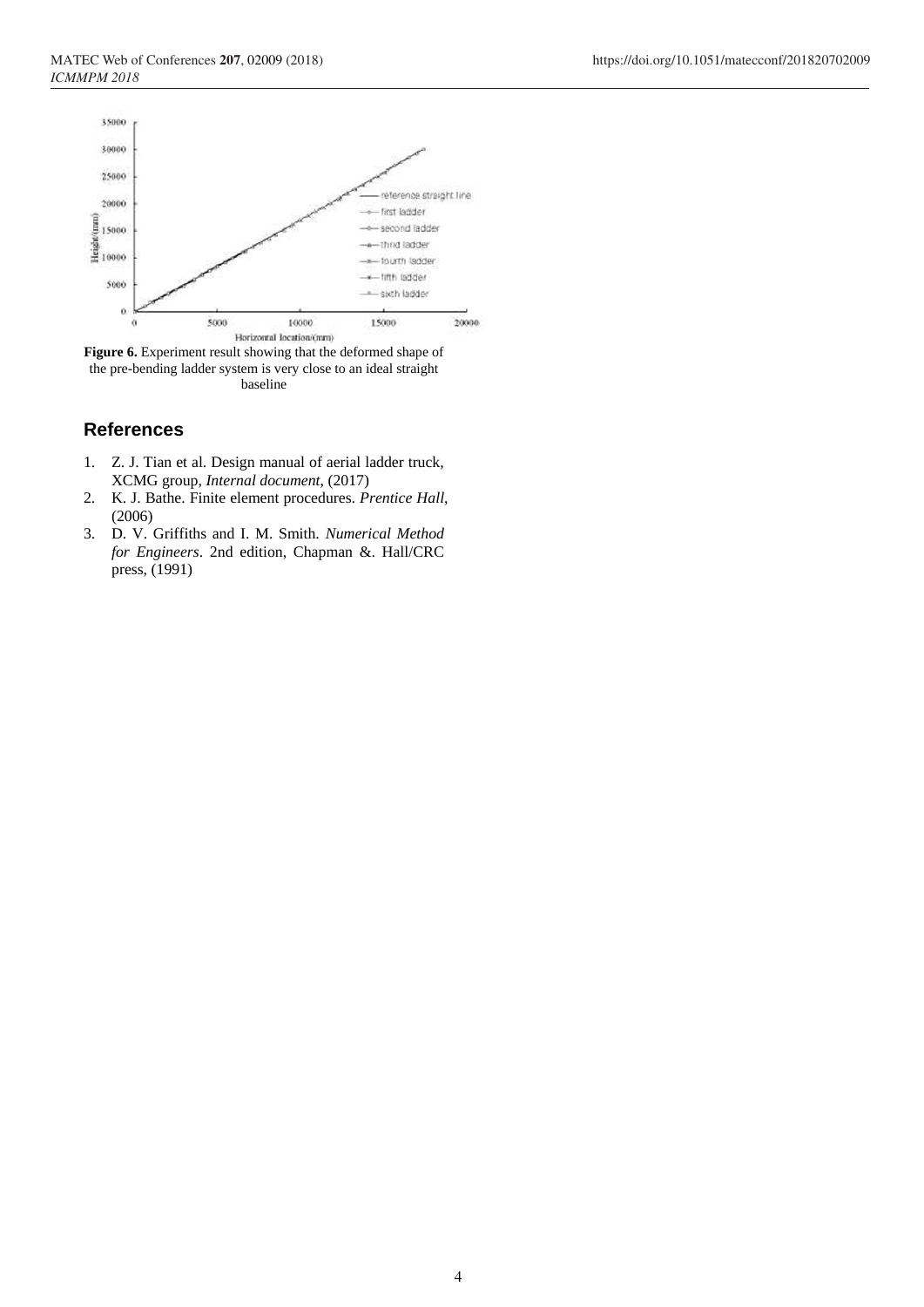35000
30000
25000
20000
15000
10000
5000
0

Height/(mm)

0 5000 10000 15000 20000

Horizontal location/(mm)

reference straight line
first ladder
second ladder
third ladder
fourth ladder
fifth ladder
sixth ladder

**Figure 6.** Experiment result showing that the deformed shape of the pre-bending ladder system is very close to an ideal straight baseline

## References

1. Z. J. Tian et al. Design manual of aerial ladder truck, XCMG group, *Internal document*, (2017)
2. K. J. Bathe. Finite element procedures. *Prentice Hall*, (2006)
3. D. V. Griffiths and I. M. Smith. *Numerical Method for Engineers*. 2nd edition, Chapman &. Hall/CRC press, (1991)